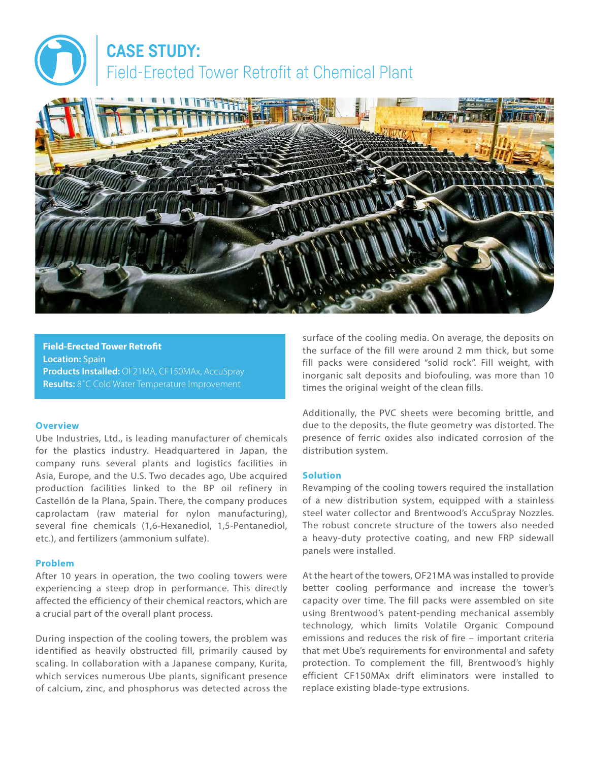# CASE STUDY:
## Field-Erected Tower Retrofit at Chemical Plant

**Field-Erected Tower Retrofit**
**Location:** Spain
**Products Installed:** OF21MA, CF150MAx, AccuSpray
**Results:** 8˚C Cold Water Temperature Improvement

### Overview

Ube Industries, Ltd., is leading manufacturer of chemicals for the plastics industry. Headquartered in Japan, the company runs several plants and logistics facilities in Asia, Europe, and the U.S. Two decades ago, Ube acquired production facilities linked to the BP oil refinery in Castellón de la Plana, Spain. There, the company produces caprolactam (raw material for nylon manufacturing), several fine chemicals (1,6-Hexanediol, 1,5-Pentanediol, etc.), and fertilizers (ammonium sulfate).

### Problem

After 10 years in operation, the two cooling towers were experiencing a steep drop in performance. This directly affected the efficiency of their chemical reactors, which are a crucial part of the overall plant process.

During inspection of the cooling towers, the problem was identified as heavily obstructed fill, primarily caused by scaling. In collaboration with a Japanese company, Kurita, which services numerous Ube plants, significant presence of calcium, zinc, and phosphorus was detected across the surface of the cooling media. On average, the deposits on the surface of the fill were around 2 mm thick, but some fill packs were considered "solid rock". Fill weight, with inorganic salt deposits and biofouling, was more than 10 times the original weight of the clean fills.

Additionally, the PVC sheets were becoming brittle, and due to the deposits, the flute geometry was distorted. The presence of ferric oxides also indicated corrosion of the distribution system.

### Solution

Revamping of the cooling towers required the installation of a new distribution system, equipped with a stainless steel water collector and Brentwood's AccuSpray Nozzles. The robust concrete structure of the towers also needed a heavy-duty protective coating, and new FRP sidewall panels were installed.

At the heart of the towers, OF21MA was installed to provide better cooling performance and increase the tower's capacity over time. The fill packs were assembled on site using Brentwood's patent-pending mechanical assembly technology, which limits Volatile Organic Compound emissions and reduces the risk of fire – important criteria that met Ube's requirements for environmental and safety protection. To complement the fill, Brentwood's highly efficient CF150MAx drift eliminators were installed to replace existing blade-type extrusions.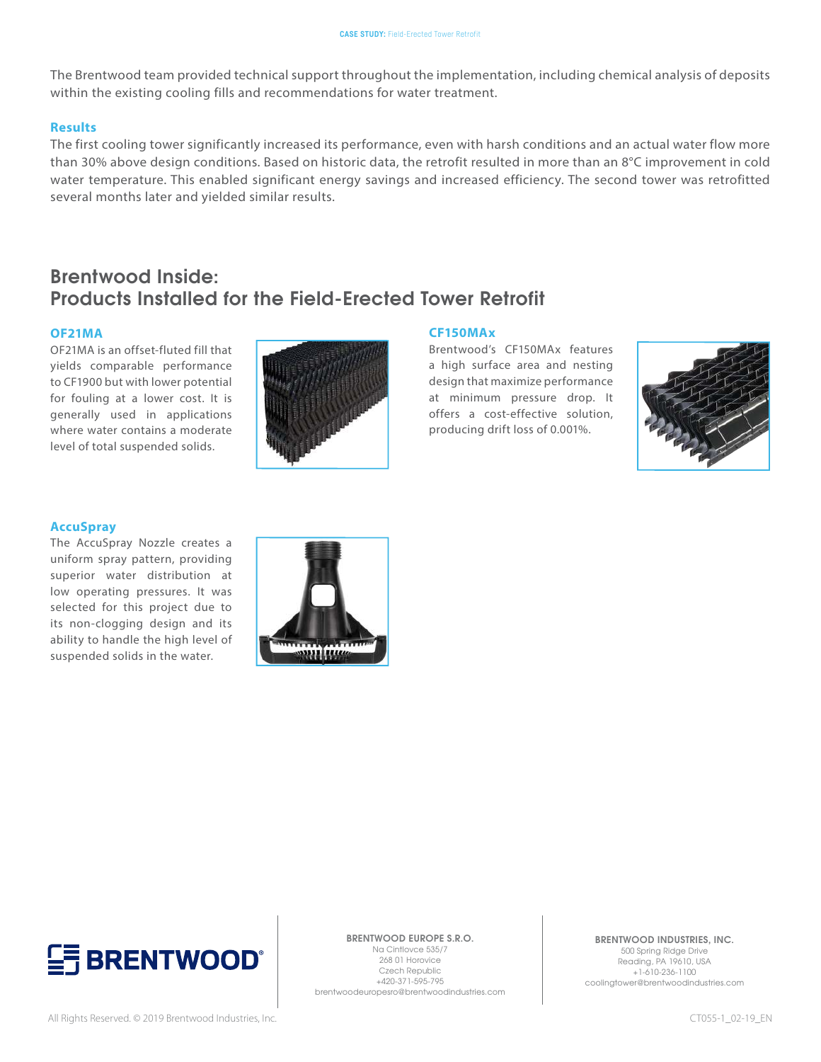The Brentwood team provided technical support throughout the implementation, including chemical analysis of deposits within the existing cooling fills and recommendations for water treatment.

### Results

The first cooling tower significantly increased its performance, even with harsh conditions and an actual water flow more than 30% above design conditions. Based on historic data, the retrofit resulted in more than an 8°C improvement in cold water temperature. This enabled significant energy savings and increased efficiency. The second tower was retrofitted several months later and yielded similar results.

## Brentwood Inside: Products Installed for the Field-Erected Tower Retrofit

### OF21MA

OF21MA is an offset-fluted fill that yields comparable performance to CF1900 but with lower potential for fouling at a lower cost. It is generally used in applications where water contains a moderate level of total suspended solids.

### CF150MAx

Brentwood's CF150MAx features a high surface area and nesting design that maximize performance at minimum pressure drop. It offers a cost-effective solution, producing drift loss of 0.001%.

### AccuSpray

The AccuSpray Nozzle creates a uniform spray pattern, providing superior water distribution at low operating pressures. It was selected for this project due to its non-clogging design and its ability to handle the high level of suspended solids in the water.

BRENTWOOD®

**BRENTWOOD EUROPE S.R.O.**
Na Cintlovce 535/7
268 01 Horovice
Czech Republic
+420-371-595-795
brentwoodeuropesro@brentwoodindustries.com

**BRENTWOOD INDUSTRIES, INC.**
500 Spring Ridge Drive
Reading, PA 19610, USA
+1-610-236-1100
coolingtower@brentwoodindustries.com

All Rights Reserved. © 2019 Brentwood Industries, Inc.

CT055-1_02-19_EN